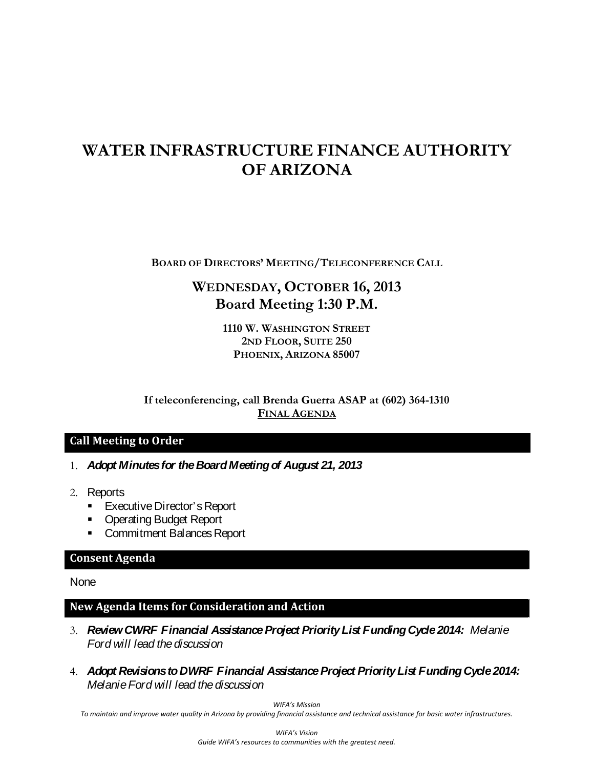# WATER INFRASTRUCTURE FINANCE AUTHORITY OF ARIZONA

**BOARD OF DIRECTORS' MEETING/TELECONFERENCE CALL**

## WEDNESDAY, OCTOBER 16, 2013
## Board Meeting 1:30 P.M.

**1110 W. WASHINGTON STREET**
**2ND FLOOR, SUITE 250**
**PHOENIX, ARIZONA 85007**

**If teleconferencing, call Brenda Guerra ASAP at (602) 364-1310**
**FINAL AGENDA**

### Call Meeting to Order

1. ***Adopt Minutes for the Board Meeting of August 21, 2013***

2. Reports
   - Executive Director's Report
   - Operating Budget Report
   - Commitment Balances Report

### Consent Agenda

None

### New Agenda Items for Consideration and Action

3. ***Review CWRF Financial Assistance Project Priority List Funding Cycle 2014:*** *Melanie Ford will lead the discussion*

4. ***Adopt Revisions to DWRF Financial Assistance Project Priority List Funding Cycle 2014:*** *Melanie Ford will lead the discussion*

*WIFA's Mission*
*To maintain and improve water quality in Arizona by providing financial assistance and technical assistance for basic water infrastructures.*

*WIFA's Vision*
*Guide WIFA's resources to communities with the greatest need.*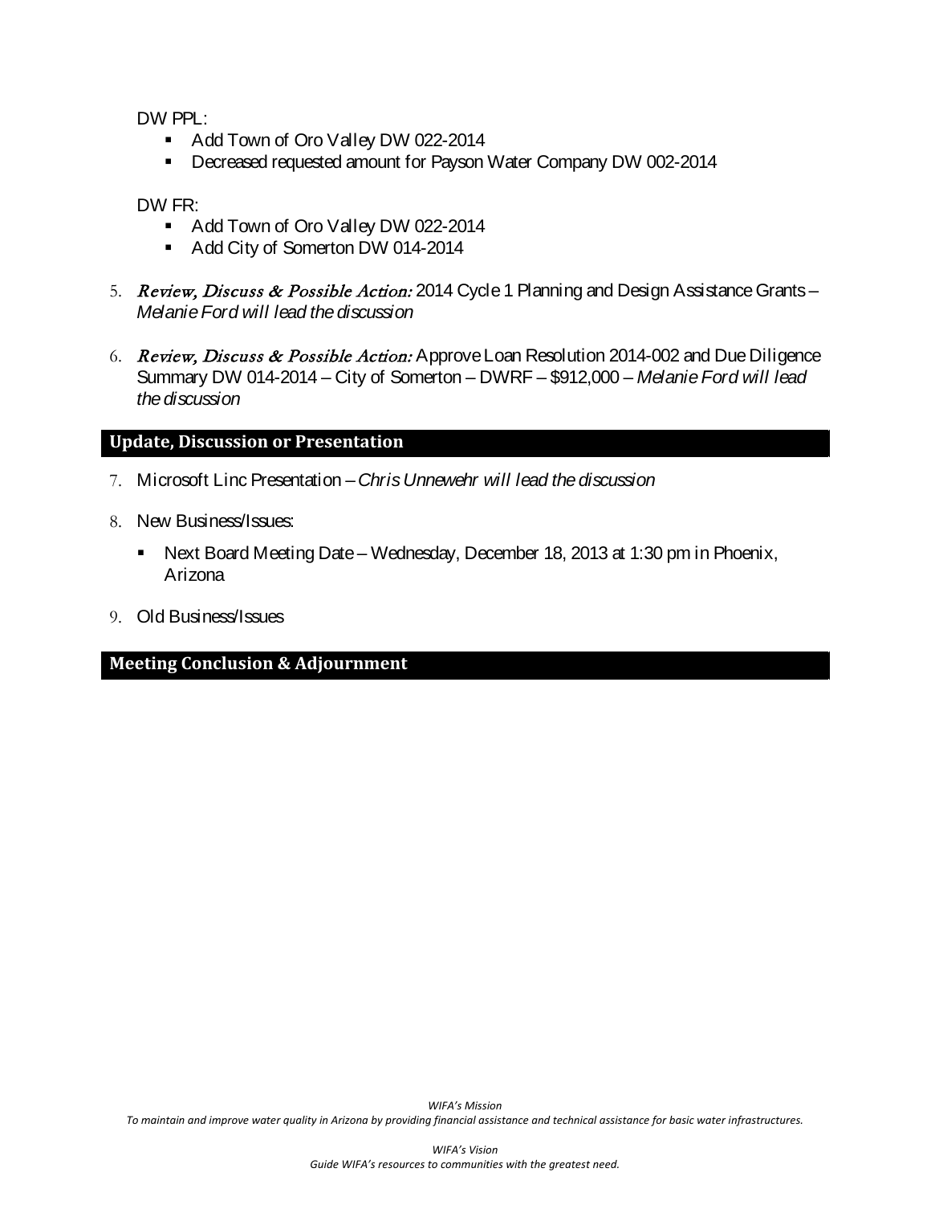DW PPL:

- Add Town of Oro Valley DW 022-2014
- Decreased requested amount for Payson Water Company DW 002-2014

DW FR:

- Add Town of Oro Valley DW 022-2014
- Add City of Somerton DW 014-2014

5. *Review, Discuss & Possible Action:* 2014 Cycle 1 Planning and Design Assistance Grants – *Melanie Ford will lead the discussion*

6. *Review, Discuss & Possible Action:* Approve Loan Resolution 2014-002 and Due Diligence Summary DW 014-2014 – City of Somerton – DWRF – $912,000 – *Melanie Ford will lead the discussion*

## Update, Discussion or Presentation

7. Microsoft Linc Presentation – *Chris Unnewehr will lead the discussion*

8. New Business/Issues:
   - Next Board Meeting Date – Wednesday, December 18, 2013 at 1:30 pm in Phoenix, Arizona

9. Old Business/Issues

## Meeting Conclusion & Adjournment

*WIFA's Mission*
*To maintain and improve water quality in Arizona by providing financial assistance and technical assistance for basic water infrastructures.*

*WIFA's Vision*
*Guide WIFA's resources to communities with the greatest need.*